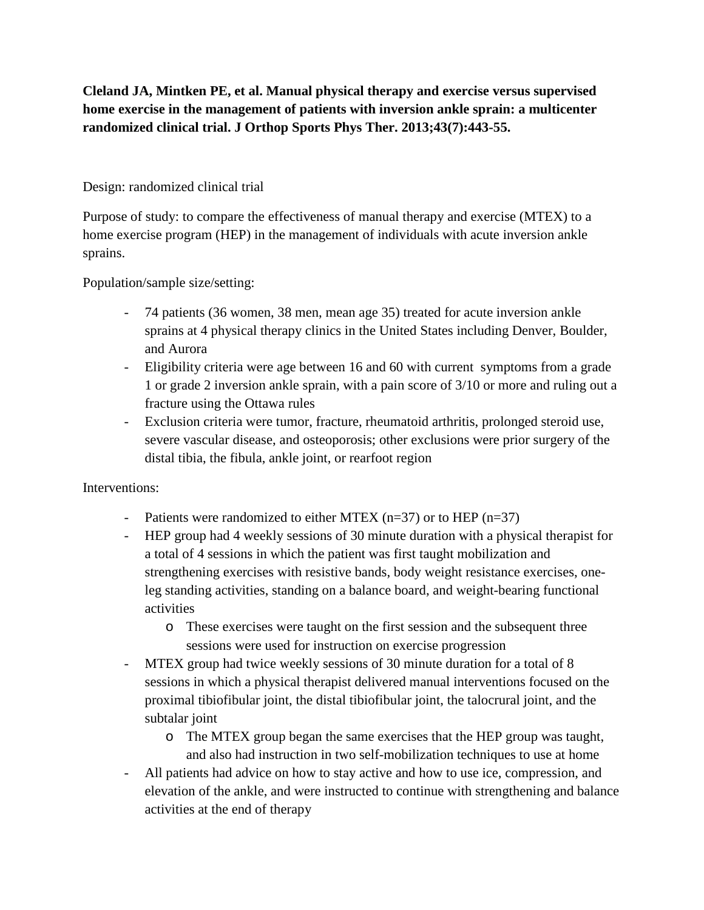**Cleland JA, Mintken PE, et al. Manual physical therapy and exercise versus supervised home exercise in the management of patients with inversion ankle sprain: a multicenter randomized clinical trial. J Orthop Sports Phys Ther. 2013;43(7):443-55.**

Design: randomized clinical trial

Purpose of study: to compare the effectiveness of manual therapy and exercise (MTEX) to a home exercise program (HEP) in the management of individuals with acute inversion ankle sprains.

Population/sample size/setting:

- 74 patients (36 women, 38 men, mean age 35) treated for acute inversion ankle sprains at 4 physical therapy clinics in the United States including Denver, Boulder, and Aurora
- Eligibility criteria were age between 16 and 60 with current symptoms from a grade 1 or grade 2 inversion ankle sprain, with a pain score of 3/10 or more and ruling out a fracture using the Ottawa rules
- Exclusion criteria were tumor, fracture, rheumatoid arthritis, prolonged steroid use, severe vascular disease, and osteoporosis; other exclusions were prior surgery of the distal tibia, the fibula, ankle joint, or rearfoot region

Interventions:

- Patients were randomized to either MTEX (n=37) or to HEP (n=37)
- HEP group had 4 weekly sessions of 30 minute duration with a physical therapist for a total of 4 sessions in which the patient was first taught mobilization and strengthening exercises with resistive bands, body weight resistance exercises, one-leg standing activities, standing on a balance board, and weight-bearing functional activities
  - These exercises were taught on the first session and the subsequent three sessions were used for instruction on exercise progression
- MTEX group had twice weekly sessions of 30 minute duration for a total of 8 sessions in which a physical therapist delivered manual interventions focused on the proximal tibiofibular joint, the distal tibiofibular joint, the talocrural joint, and the subtalar joint
  - The MTEX group began the same exercises that the HEP group was taught, and also had instruction in two self-mobilization techniques to use at home
- All patients had advice on how to stay active and how to use ice, compression, and elevation of the ankle, and were instructed to continue with strengthening and balance activities at the end of therapy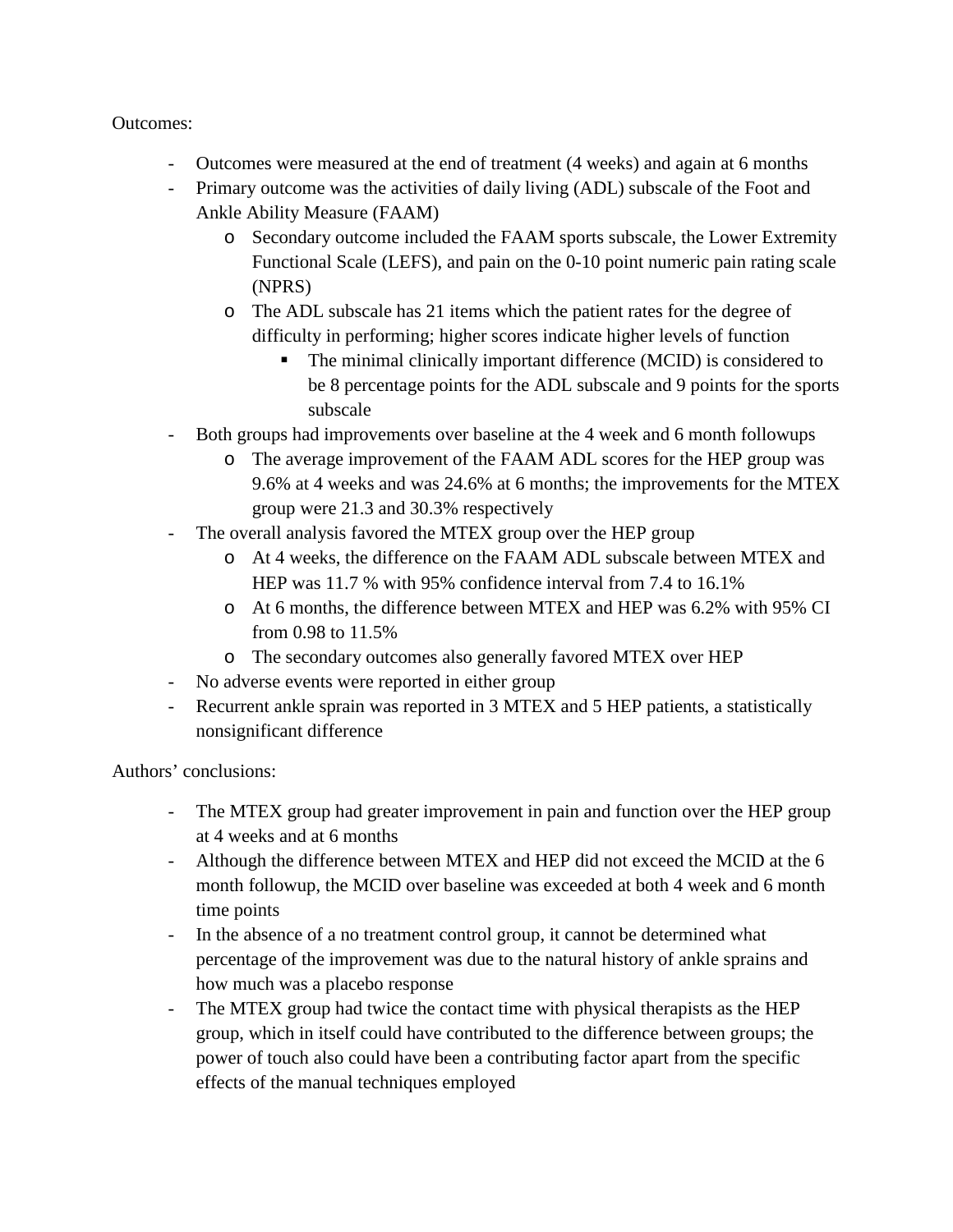Outcomes:

- Outcomes were measured at the end of treatment (4 weeks) and again at 6 months
- Primary outcome was the activities of daily living (ADL) subscale of the Foot and Ankle Ability Measure (FAAM)
    - Secondary outcome included the FAAM sports subscale, the Lower Extremity Functional Scale (LEFS), and pain on the 0-10 point numeric pain rating scale (NPRS)
    - The ADL subscale has 21 items which the patient rates for the degree of difficulty in performing; higher scores indicate higher levels of function
        - The minimal clinically important difference (MCID) is considered to be 8 percentage points for the ADL subscale and 9 points for the sports subscale
- Both groups had improvements over baseline at the 4 week and 6 month followups
    - The average improvement of the FAAM ADL scores for the HEP group was 9.6% at 4 weeks and was 24.6% at 6 months; the improvements for the MTEX group were 21.3 and 30.3% respectively
- The overall analysis favored the MTEX group over the HEP group
    - At 4 weeks, the difference on the FAAM ADL subscale between MTEX and HEP was 11.7 % with 95% confidence interval from 7.4 to 16.1%
    - At 6 months, the difference between MTEX and HEP was 6.2% with 95% CI from 0.98 to 11.5%
    - The secondary outcomes also generally favored MTEX over HEP
- No adverse events were reported in either group
- Recurrent ankle sprain was reported in 3 MTEX and 5 HEP patients, a statistically nonsignificant difference

Authors' conclusions:

- The MTEX group had greater improvement in pain and function over the HEP group at 4 weeks and at 6 months
- Although the difference between MTEX and HEP did not exceed the MCID at the 6 month followup, the MCID over baseline was exceeded at both 4 week and 6 month time points
- In the absence of a no treatment control group, it cannot be determined what percentage of the improvement was due to the natural history of ankle sprains and how much was a placebo response
- The MTEX group had twice the contact time with physical therapists as the HEP group, which in itself could have contributed to the difference between groups; the power of touch also could have been a contributing factor apart from the specific effects of the manual techniques employed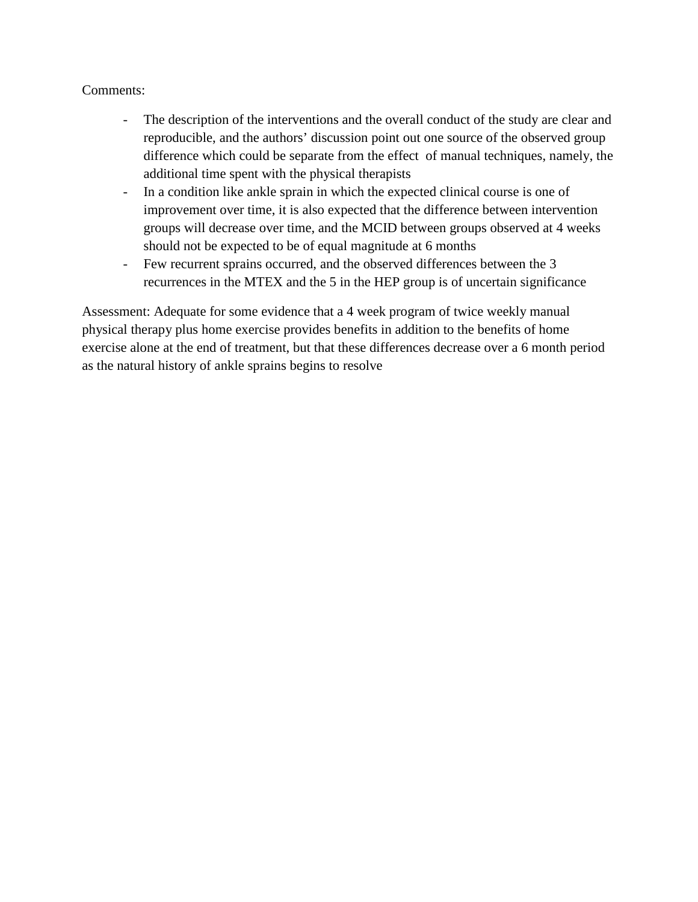Comments:

- The description of the interventions and the overall conduct of the study are clear and reproducible, and the authors' discussion point out one source of the observed group difference which could be separate from the effect of manual techniques, namely, the additional time spent with the physical therapists
- In a condition like ankle sprain in which the expected clinical course is one of improvement over time, it is also expected that the difference between intervention groups will decrease over time, and the MCID between groups observed at 4 weeks should not be expected to be of equal magnitude at 6 months
- Few recurrent sprains occurred, and the observed differences between the 3 recurrences in the MTEX and the 5 in the HEP group is of uncertain significance

Assessment: Adequate for some evidence that a 4 week program of twice weekly manual physical therapy plus home exercise provides benefits in addition to the benefits of home exercise alone at the end of treatment, but that these differences decrease over a 6 month period as the natural history of ankle sprains begins to resolve